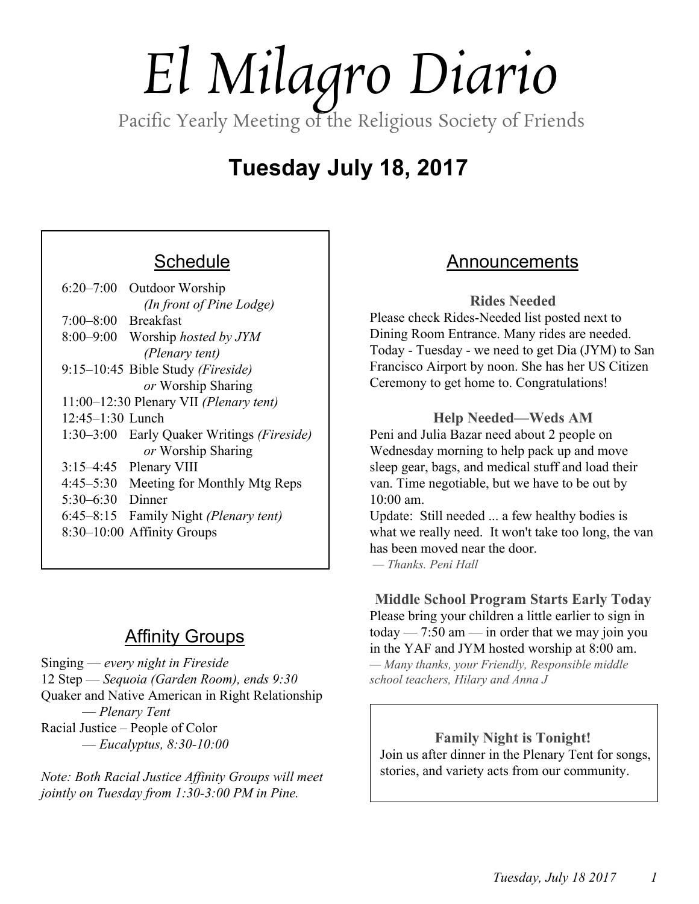# El Milagro Diario

Pacific Yearly Meeting of the Religious Society of Friends

## Tuesday July 18, 2017

### Schedule

| | |
|---|---|
| 6:20–7:00 | Outdoor Worship *(In front of Pine Lodge)* |
| 7:00–8:00 | Breakfast |
| 8:00–9:00 | Worship *hosted by JYM (Plenary tent)* |
| 9:15–10:45 | Bible Study *(Fireside)* *or* Worship Sharing |
| 11:00–12:30 | Plenary VII *(Plenary tent)* |
| 12:45–1:30 | Lunch |
| 1:30–3:00 | Early Quaker Writings *(Fireside)* *or* Worship Sharing |
| 3:15–4:45 | Plenary VIII |
| 4:45–5:30 | Meeting for Monthly Mtg Reps |
| 5:30–6:30 | Dinner |
| 6:45–8:15 | Family Night *(Plenary tent)* |
| 8:30–10:00 | Affinity Groups |

### Affinity Groups

Singing — *every night in Fireside*

12 Step — *Sequoia (Garden Room), ends 9:30*

Quaker and Native American in Right Relationship — *Plenary Tent*

Racial Justice – People of Color — *Eucalyptus, 8:30-10:00*

*Note: Both Racial Justice Affinity Groups will meet jointly on Tuesday from 1:30-3:00 PM in Pine.*

### Announcements

**Rides Needed**

Please check Rides-Needed list posted next to Dining Room Entrance. Many rides are needed. Today - Tuesday - we need to get Dia (JYM) to San Francisco Airport by noon. She has her US Citizen Ceremony to get home to. Congratulations!

**Help Needed—Weds AM**

Peni and Julia Bazar need about 2 people on Wednesday morning to help pack up and move sleep gear, bags, and medical stuff and load their van. Time negotiable, but we have to be out by 10:00 am.

Update: Still needed ... a few healthy bodies is what we really need. It won't take too long, the van has been moved near the door.

*— Thanks. Peni Hall*

**Middle School Program Starts Early Today**

Please bring your children a little earlier to sign in today — 7:50 am — in order that we may join you in the YAF and JYM hosted worship at 8:00 am.

*— Many thanks, your Friendly, Responsible middle school teachers, Hilary and Anna J*

**Family Night is Tonight!**

Join us after dinner in the Plenary Tent for songs, stories, and variety acts from our community.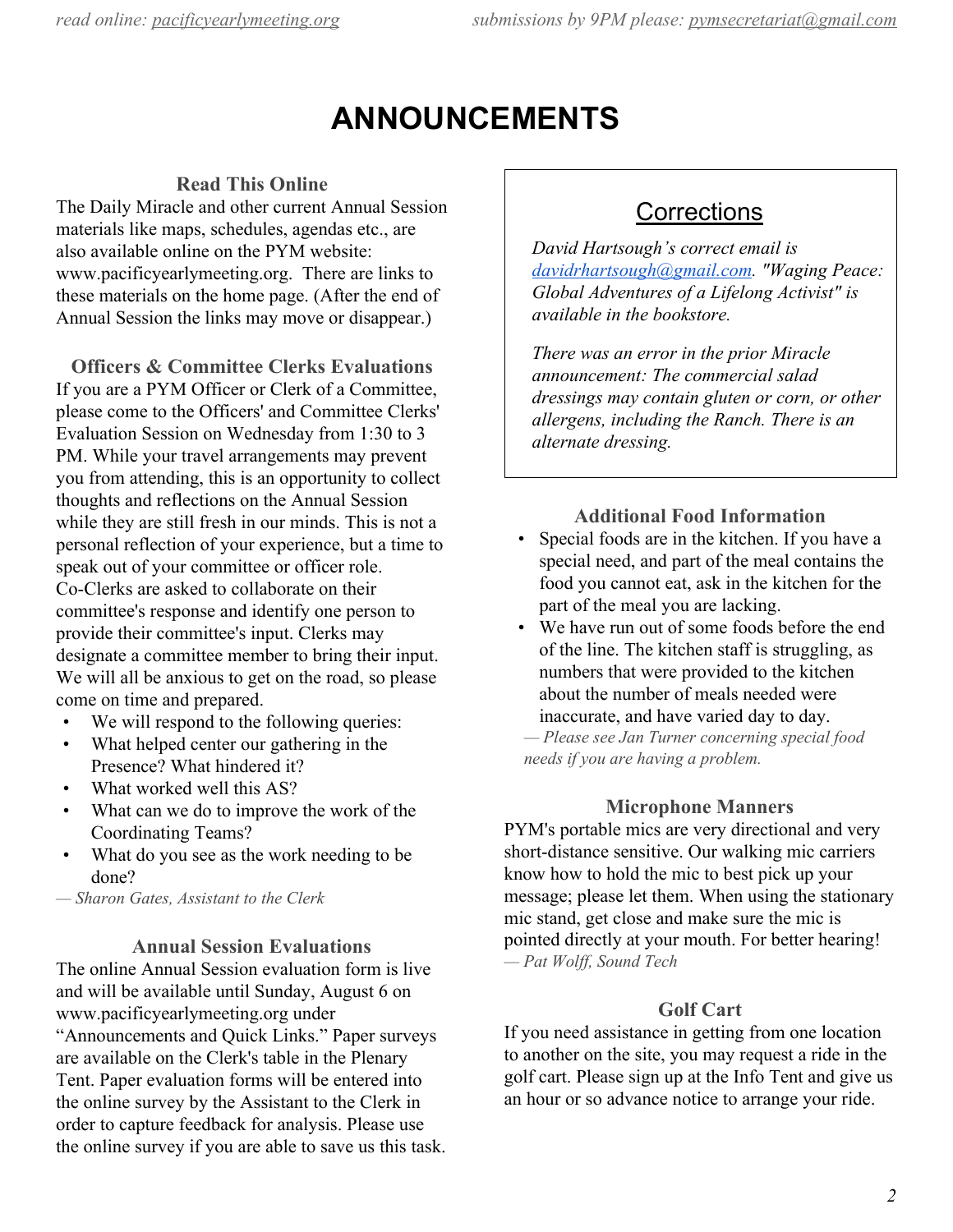# ANNOUNCEMENTS

### Read This Online

The Daily Miracle and other current Annual Session materials like maps, schedules, agendas etc., are also available online on the PYM website: www.pacificyearlymeeting.org. There are links to these materials on the home page. (After the end of Annual Session the links may move or disappear.)

### Officers & Committee Clerks Evaluations

If you are a PYM Officer or Clerk of a Committee, please come to the Officers' and Committee Clerks' Evaluation Session on Wednesday from 1:30 to 3 PM. While your travel arrangements may prevent you from attending, this is an opportunity to collect thoughts and reflections on the Annual Session while they are still fresh in our minds. This is not a personal reflection of your experience, but a time to speak out of your committee or officer role. Co-Clerks are asked to collaborate on their committee's response and identify one person to provide their committee's input. Clerks may designate a committee member to bring their input. We will all be anxious to get on the road, so please come on time and prepared.

- We will respond to the following queries:
- What helped center our gathering in the Presence? What hindered it?
- What worked well this AS?
- What can we do to improve the work of the Coordinating Teams?
- What do you see as the work needing to be done?

*— Sharon Gates, Assistant to the Clerk*

### Annual Session Evaluations

The online Annual Session evaluation form is live and will be available until Sunday, August 6 on www.pacificyearlymeeting.org under "Announcements and Quick Links." Paper surveys are available on the Clerk's table in the Plenary Tent. Paper evaluation forms will be entered into the online survey by the Assistant to the Clerk in order to capture feedback for analysis. Please use the online survey if you are able to save us this task.

## Corrections

*David Hartsough's correct email is davidrhartsough@gmail.com. "Waging Peace: Global Adventures of a Lifelong Activist" is available in the bookstore.*

*There was an error in the prior Miracle announcement: The commercial salad dressings may contain gluten or corn, or other allergens, including the Ranch. There is an alternate dressing.*

### Additional Food Information

- Special foods are in the kitchen. If you have a special need, and part of the meal contains the food you cannot eat, ask in the kitchen for the part of the meal you are lacking.
- We have run out of some foods before the end of the line. The kitchen staff is struggling, as numbers that were provided to the kitchen about the number of meals needed were inaccurate, and have varied day to day.

*— Please see Jan Turner concerning special food needs if you are having a problem.*

### Microphone Manners

PYM's portable mics are very directional and very short-distance sensitive. Our walking mic carriers know how to hold the mic to best pick up your message; please let them. When using the stationary mic stand, get close and make sure the mic is pointed directly at your mouth. For better hearing!

*— Pat Wolff, Sound Tech*

### Golf Cart

If you need assistance in getting from one location to another on the site, you may request a ride in the golf cart. Please sign up at the Info Tent and give us an hour or so advance notice to arrange your ride.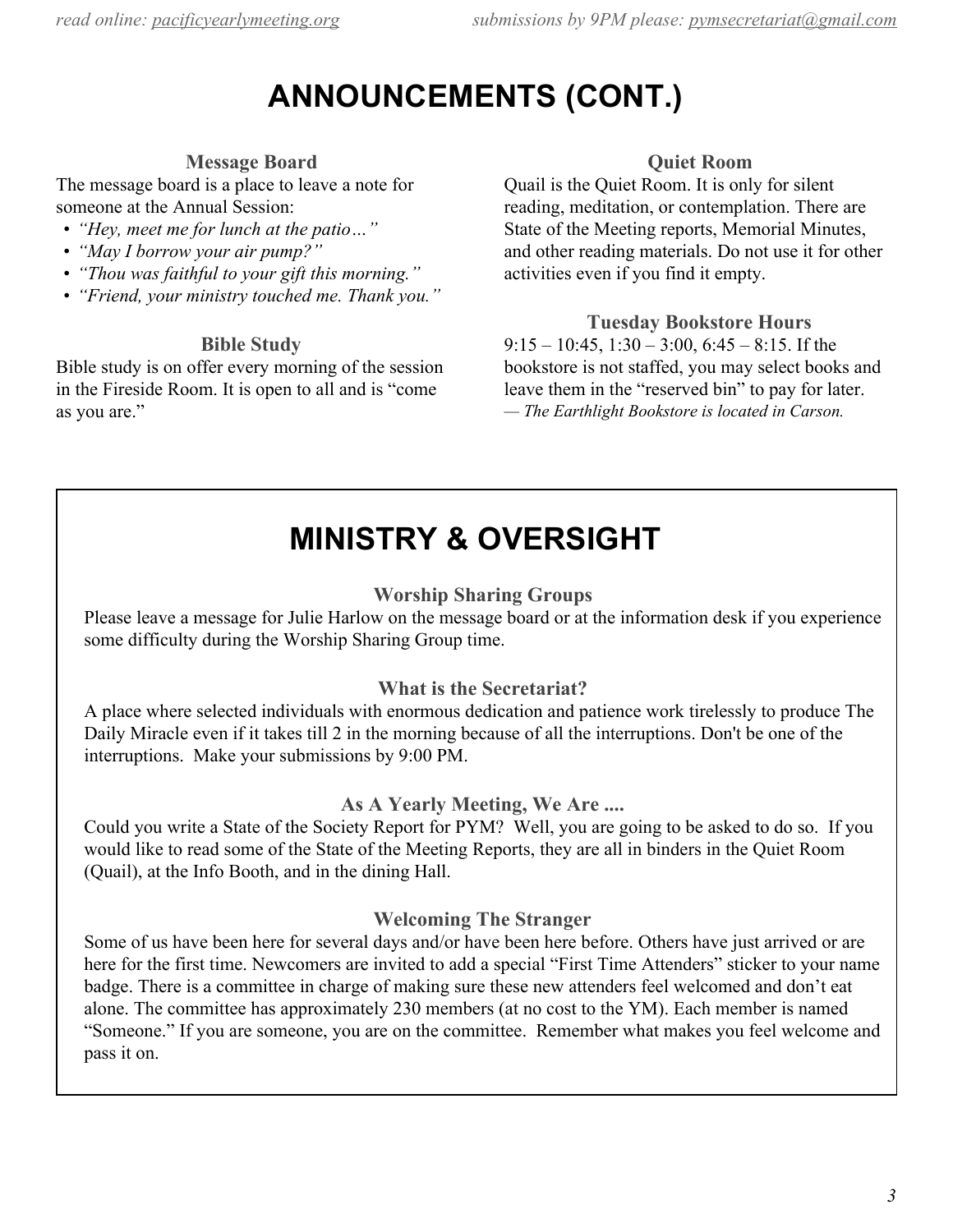# ANNOUNCEMENTS (CONT.)

### Message Board

The message board is a place to leave a note for someone at the Annual Session:

- *"Hey, meet me for lunch at the patio…"*
- *"May I borrow your air pump?"*
- *"Thou was faithful to your gift this morning."*
- *"Friend, your ministry touched me. Thank you."*

### Bible Study

Bible study is on offer every morning of the session in the Fireside Room. It is open to all and is "come as you are."

### Quiet Room

Quail is the Quiet Room. It is only for silent reading, meditation, or contemplation. There are State of the Meeting reports, Memorial Minutes, and other reading materials. Do not use it for other activities even if you find it empty.

### Tuesday Bookstore Hours

9:15 – 10:45, 1:30 – 3:00, 6:45 – 8:15. If the bookstore is not staffed, you may select books and leave them in the "reserved bin" to pay for later.
*— The Earthlight Bookstore is located in Carson.*

# MINISTRY & OVERSIGHT

### Worship Sharing Groups

Please leave a message for Julie Harlow on the message board or at the information desk if you experience some difficulty during the Worship Sharing Group time.

### What is the Secretariat?

A place where selected individuals with enormous dedication and patience work tirelessly to produce The Daily Miracle even if it takes till 2 in the morning because of all the interruptions. Don't be one of the interruptions. Make your submissions by 9:00 PM.

### As A Yearly Meeting, We Are ....

Could you write a State of the Society Report for PYM? Well, you are going to be asked to do so. If you would like to read some of the State of the Meeting Reports, they are all in binders in the Quiet Room (Quail), at the Info Booth, and in the dining Hall.

### Welcoming The Stranger

Some of us have been here for several days and/or have been here before. Others have just arrived or are here for the first time. Newcomers are invited to add a special "First Time Attenders" sticker to your name badge. There is a committee in charge of making sure these new attenders feel welcomed and don't eat alone. The committee has approximately 230 members (at no cost to the YM). Each member is named "Someone." If you are someone, you are on the committee. Remember what makes you feel welcome and pass it on.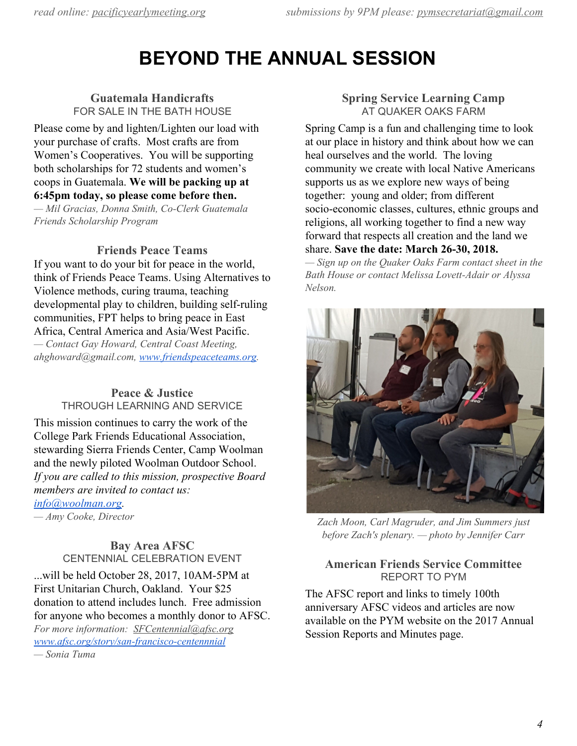# BEYOND THE ANNUAL SESSION

### Guatemala Handicrafts
FOR SALE IN THE BATH HOUSE

Please come by and lighten/Lighten our load with your purchase of crafts. Most crafts are from Women's Cooperatives. You will be supporting both scholarships for 72 students and women's coops in Guatemala. **We will be packing up at 6:45pm today, so please come before then.**

*— Mil Gracias, Donna Smith, Co-Clerk Guatemala Friends Scholarship Program*

### Friends Peace Teams

If you want to do your bit for peace in the world, think of Friends Peace Teams. Using Alternatives to Violence methods, curing trauma, teaching developmental play to children, building self-ruling communities, FPT helps to bring peace in East Africa, Central America and Asia/West Pacific.

*— Contact Gay Howard, Central Coast Meeting, ahghoward@gmail.com, www.friendspeaceteams.org.*

### Peace & Justice
THROUGH LEARNING AND SERVICE

This mission continues to carry the work of the College Park Friends Educational Association, stewarding Sierra Friends Center, Camp Woolman and the newly piloted Woolman Outdoor School. *If you are called to this mission, prospective Board members are invited to contact us:* info@woolman.org.

*— Amy Cooke, Director*

### Bay Area AFSC
CENTENNIAL CELEBRATION EVENT

...will be held October 28, 2017, 10AM-5PM at First Unitarian Church, Oakland. Your $25 donation to attend includes lunch. Free admission for anyone who becomes a monthly donor to AFSC.

*For more information: SFCentennial@afsc.org*
*www.afsc.org/story/san-francisco-centennial*
*— Sonia Tuma*

### Spring Service Learning Camp
AT QUAKER OAKS FARM

Spring Camp is a fun and challenging time to look at our place in history and think about how we can heal ourselves and the world. The loving community we create with local Native Americans supports us as we explore new ways of being together: young and older; from different socio-economic classes, cultures, ethnic groups and religions, all working together to find a new way forward that respects all creation and the land we share. **Save the date: March 26-30, 2018.**

*— Sign up on the Quaker Oaks Farm contact sheet in the Bath House or contact Melissa Lovett-Adair or Alyssa Nelson.*

*Zach Moon, Carl Magruder, and Jim Summers just before Zach's plenary. — photo by Jennifer Carr*

### American Friends Service Committee
REPORT TO PYM

The AFSC report and links to timely 100th anniversary AFSC videos and articles are now available on the PYM website on the 2017 Annual Session Reports and Minutes page.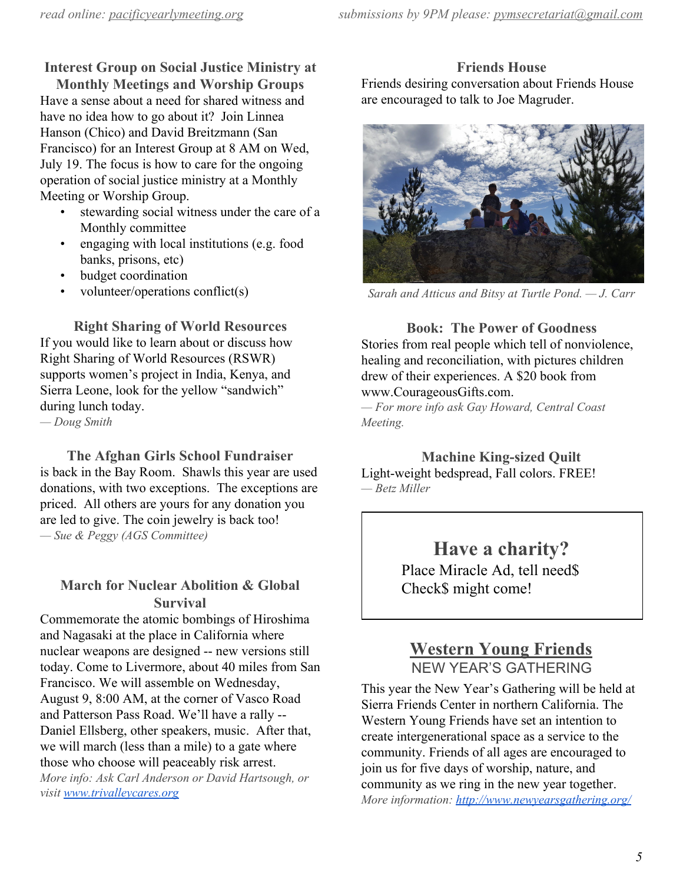### Interest Group on Social Justice Ministry at Monthly Meetings and Worship Groups

Have a sense about a need for shared witness and have no idea how to go about it? Join Linnea Hanson (Chico) and David Breitzmann (San Francisco) for an Interest Group at 8 AM on Wed, July 19. The focus is how to care for the ongoing operation of social justice ministry at a Monthly Meeting or Worship Group.

- stewarding social witness under the care of a Monthly committee
- engaging with local institutions (e.g. food banks, prisons, etc)
- budget coordination
- volunteer/operations conflict(s)

### Right Sharing of World Resources

If you would like to learn about or discuss how Right Sharing of World Resources (RSWR) supports women's project in India, Kenya, and Sierra Leone, look for the yellow "sandwich" during lunch today.

*— Doug Smith*

### The Afghan Girls School Fundraiser

is back in the Bay Room. Shawls this year are used donations, with two exceptions. The exceptions are priced. All others are yours for any donation you are led to give. The coin jewelry is back too!

*— Sue & Peggy (AGS Committee)*

### March for Nuclear Abolition & Global Survival

Commemorate the atomic bombings of Hiroshima and Nagasaki at the place in California where nuclear weapons are designed -- new versions still today. Come to Livermore, about 40 miles from San Francisco. We will assemble on Wednesday, August 9, 8:00 AM, at the corner of Vasco Road and Patterson Pass Road. We'll have a rally -- Daniel Ellsberg, other speakers, music. After that, we will march (less than a mile) to a gate where those who choose will peaceably risk arrest.

*More info: Ask Carl Anderson or David Hartsough, or visit www.trivalleycares.org*

### Friends House

Friends desiring conversation about Friends House are encouraged to talk to Joe Magruder.

*Sarah and Atticus and Bitsy at Turtle Pond. — J. Carr*

### Book: The Power of Goodness

Stories from real people which tell of nonviolence, healing and reconciliation, with pictures children drew of their experiences. A $20 book from www.CourageousGifts.com.

*— For more info ask Gay Howard, Central Coast Meeting.*

### Machine King-sized Quilt

Light-weight bedspread, Fall colors. FREE!

*— Betz Miller*

## Have a charity?

Place Miracle Ad, tell need$
Check$ might come!

## Western Young Friends

NEW YEAR'S GATHERING

This year the New Year's Gathering will be held at Sierra Friends Center in northern California. The Western Young Friends have set an intention to create intergenerational space as a service to the community. Friends of all ages are encouraged to join us for five days of worship, nature, and community as we ring in the new year together.

*More information: http://www.newyearsgathering.org/*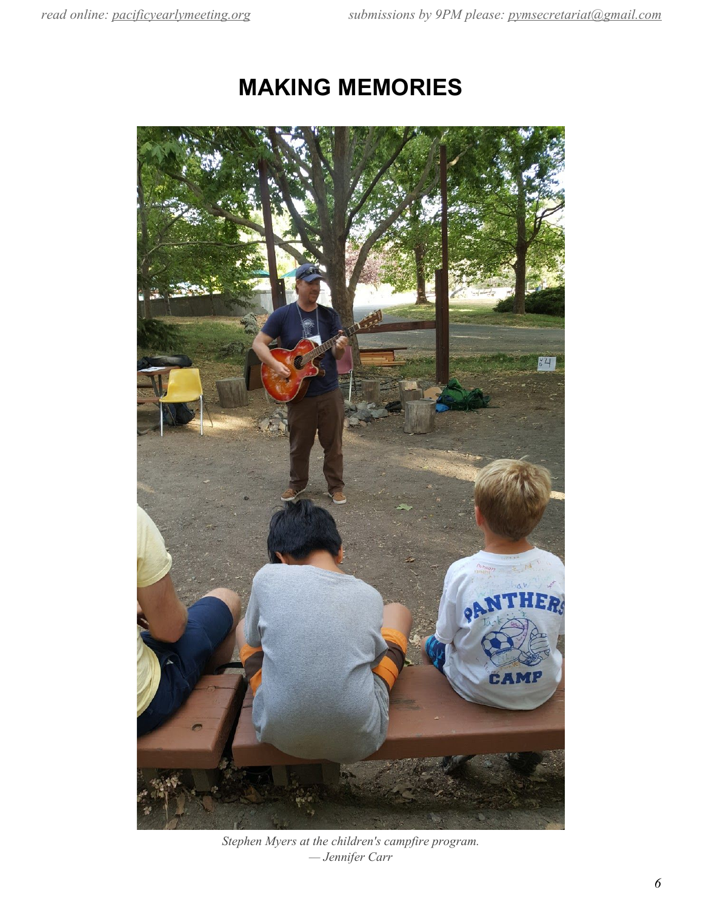# MAKING MEMORIES

*Stephen Myers at the children's campfire program.*
*— Jennifer Carr*